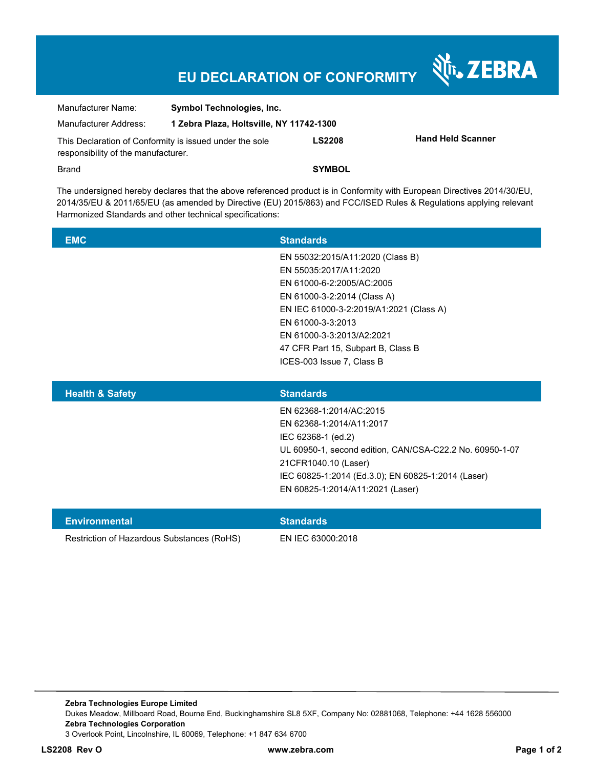# EU DECLARATION OF CONFORMITY

ZEBRA

| | | | |
|---|---|---|---|
| Manufacturer Name: | **Symbol Technologies, Inc.** | | |
| Manufacturer Address: | **1 Zebra Plaza, Holtsville, NY 11742-1300** | | |
| This Declaration of Conformity is issued under the sole responsibility of the manufacturer. | | **LS2208** | **Hand Held Scanner** |
| Brand | | **SYMBOL** | |

The undersigned hereby declares that the above referenced product is in Conformity with European Directives 2014/30/EU, 2014/35/EU & 2011/65/EU (as amended by Directive (EU) 2015/863) and FCC/ISED Rules & Regulations applying relevant Harmonized Standards and other technical specifications:

| EMC | Standards |
|---|---|
| | EN 55032:2015/A11:2020 (Class B)<br>EN 55035:2017/A11:2020<br>EN 61000-6-2:2005/AC:2005<br>EN 61000-3-2:2014 (Class A)<br>EN IEC 61000-3-2:2019/A1:2021 (Class A)<br>EN 61000-3-3:2013<br>EN 61000-3-3:2013/A2:2021<br>47 CFR Part 15, Subpart B, Class B<br>ICES-003 Issue 7, Class B |

| Health & Safety | Standards |
|---|---|
| | EN 62368-1:2014/AC:2015<br>EN 62368-1:2014/A11:2017<br>IEC 62368-1 (ed.2)<br>UL 60950-1, second edition, CAN/CSA-C22.2 No. 60950-1-07<br>21CFR1040.10 (Laser)<br>IEC 60825-1:2014 (Ed.3.0); EN 60825-1:2014 (Laser)<br>EN 60825-1:2014/A11:2021 (Laser) |

| Environmental | Standards |
|---|---|
| Restriction of Hazardous Substances (RoHS) | EN IEC 63000:2018 |

**Zebra Technologies Europe Limited**
Dukes Meadow, Millboard Road, Bourne End, Buckinghamshire SL8 5XF, Company No: 02881068, Telephone: +44 1628 556000
**Zebra Technologies Corporation**
3 Overlook Point, Lincolnshire, IL 60069, Telephone: +1 847 634 6700

**LS2208 Rev O** **www.zebra.com**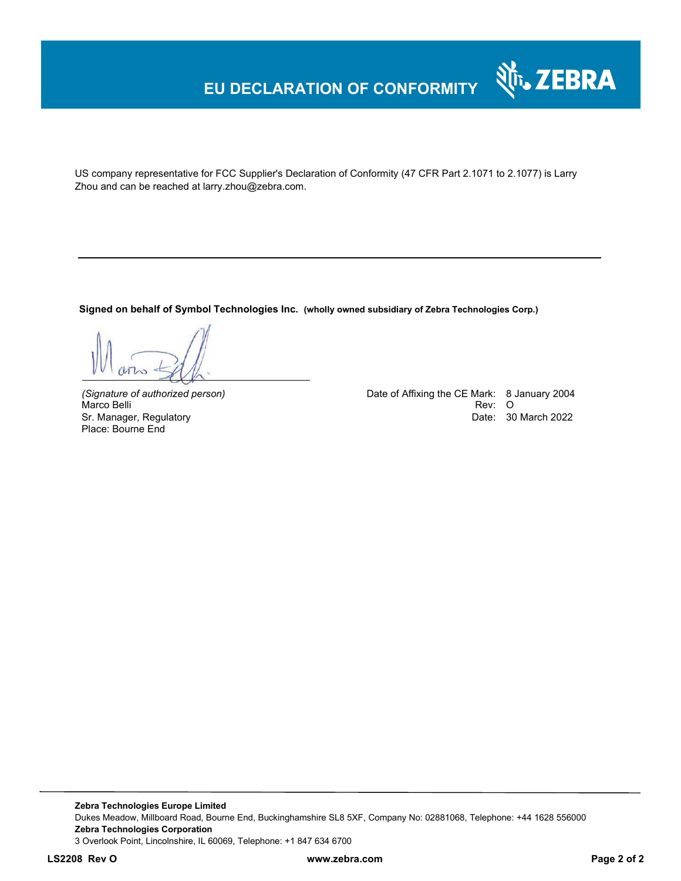# EU DECLARATION OF CONFORMITY

US company representative for FCC Supplier's Declaration of Conformity (47 CFR Part 2.1071 to 2.1077) is Larry Zhou and can be reached at larry.zhou@zebra.com.

---

**Signed on behalf of Symbol Technologies Inc. (wholly owned subsidiary of Zebra Technologies Corp.)**

*(Signature of authorized person)*
Marco Belli
Sr. Manager, Regulatory
Place: Bourne End

Date of Affixing the CE Mark: 8 January 2004
Rev: O
Date: 30 March 2022

---

**Zebra Technologies Europe Limited**
Dukes Meadow, Millboard Road, Bourne End, Buckinghamshire SL8 5XF, Company No: 02881068, Telephone: +44 1628 556000
**Zebra Technologies Corporation**
3 Overlook Point, Lincolnshire, IL 60069, Telephone: +1 847 634 6700

**LS2208 Rev O** **www.zebra.com**